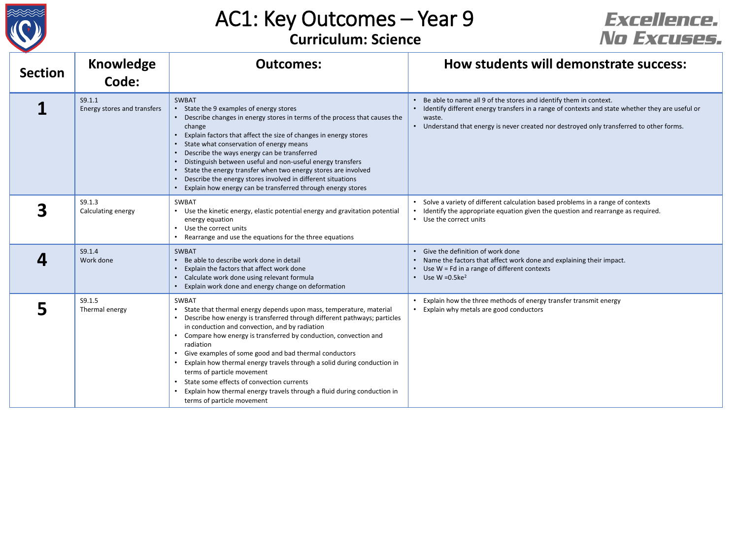# AC1: Key Outcomes – Year 9

## Curriculum: Science

Excellence. No Excuses.

| Section | Knowledge Code: | Outcomes: | How students will demonstrate success: |
|---|---|---|---|
| **1** | S9.1.1<br>Energy stores and transfers | SWBAT<br>• State the 9 examples of energy stores<br>• Describe changes in energy stores in terms of the process that causes the change<br>• Explain factors that affect the size of changes in energy stores<br>• State what conservation of energy means<br>• Describe the ways energy can be transferred<br>• Distinguish between useful and non-useful energy transfers<br>• State the energy transfer when two energy stores are involved<br>• Describe the energy stores involved in different situations<br>• Explain how energy can be transferred through energy stores | • Be able to name all 9 of the stores and identify them in context.<br>• Identify different energy transfers in a range of contexts and state whether they are useful or waste.<br>• Understand that energy is never created nor destroyed only transferred to other forms. |
| **3** | S9.1.3<br>Calculating energy | SWBAT<br>• Use the kinetic energy, elastic potential energy and gravitation potential energy equation<br>• Use the correct units<br>• Rearrange and use the equations for the three equations | • Solve a variety of different calculation based problems in a range of contexts<br>• Identify the appropriate equation given the question and rearrange as required.<br>• Use the correct units |
| **4** | S9.1.4<br>Work done | SWBAT<br>• Be able to describe work done in detail<br>• Explain the factors that affect work done<br>• Calculate work done using relevant formula<br>• Explain work done and energy change on deformation | • Give the definition of work done<br>• Name the factors that affect work done and explaining their impact.<br>• Use $W = Fd$ in a range of different contexts<br>• Use $W = 0.5ke^2$ |
| **5** | S9.1.5<br>Thermal energy | SWBAT<br>• State that thermal energy depends upon mass, temperature, material<br>• Describe how energy is transferred through different pathways; particles in conduction and convection, and by radiation<br>• Compare how energy is transferred by conduction, convection and radiation<br>• Give examples of some good and bad thermal conductors<br>• Explain how thermal energy travels through a solid during conduction in terms of particle movement<br>• State some effects of convection currents<br>• Explain how thermal energy travels through a fluid during conduction in terms of particle movement | • Explain how the three methods of energy transfer transmit energy<br>• Explain why metals are good conductors |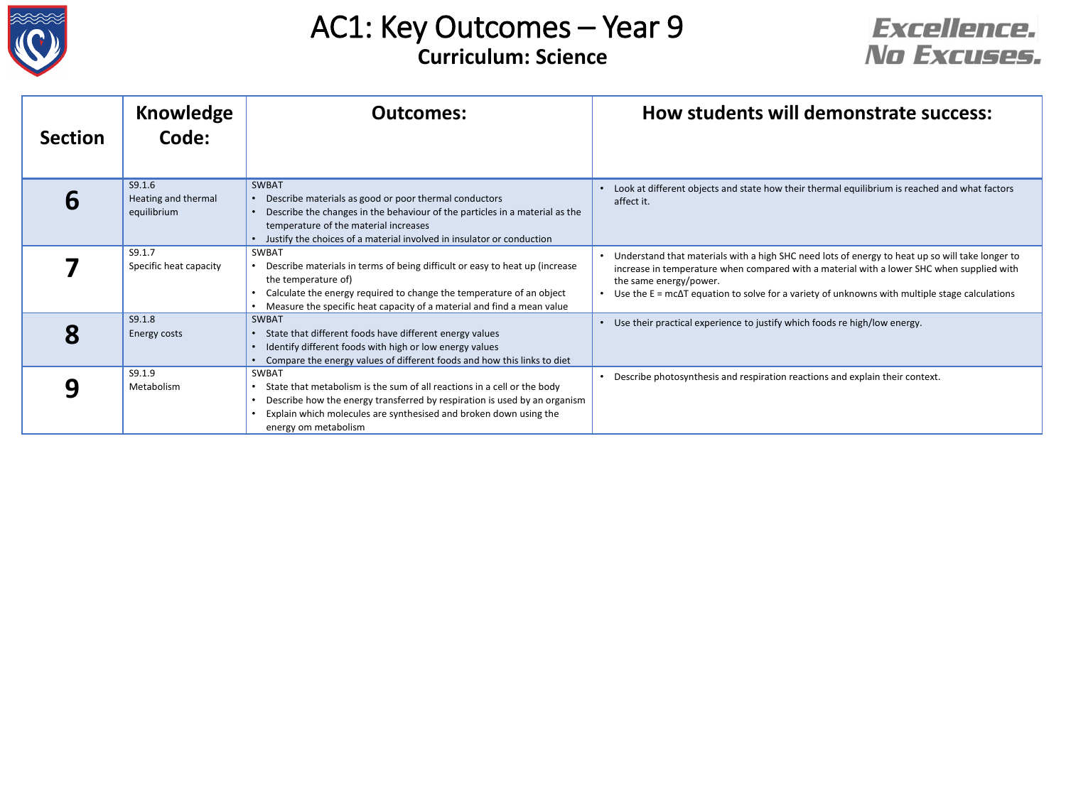# AC1: Key Outcomes – Year 9
## Curriculum: Science

Excellence. No Excuses.

| Section | Knowledge Code: | Outcomes: | How students will demonstrate success: |
|---|---|---|---|
| **6** | S9.1.6<br>Heating and thermal equilibrium | SWBAT<br>• Describe materials as good or poor thermal conductors<br>• Describe the changes in the behaviour of the particles in a material as the temperature of the material increases<br>• Justify the choices of a material involved in insulator or conduction | • Look at different objects and state how their thermal equilibrium is reached and what factors affect it. |
| **7** | S9.1.7<br>Specific heat capacity | SWBAT<br>• Describe materials in terms of being difficult or easy to heat up (increase the temperature of)<br>• Calculate the energy required to change the temperature of an object<br>• Measure the specific heat capacity of a material and find a mean value | • Understand that materials with a high SHC need lots of energy to heat up so will take longer to increase in temperature when compared with a material with a lower SHC when supplied with the same energy/power.<br>• Use the $E = mc\Delta T$ equation to solve for a variety of unknowns with multiple stage calculations |
| **8** | S9.1.8<br>Energy costs | SWBAT<br>• State that different foods have different energy values<br>• Identify different foods with high or low energy values<br>• Compare the energy values of different foods and how this links to diet | • Use their practical experience to justify which foods re high/low energy. |
| **9** | S9.1.9<br>Metabolism | SWBAT<br>• State that metabolism is the sum of all reactions in a cell or the body<br>• Describe how the energy transferred by respiration is used by an organism<br>• Explain which molecules are synthesised and broken down using the energy om metabolism | • Describe photosynthesis and respiration reactions and explain their context. |